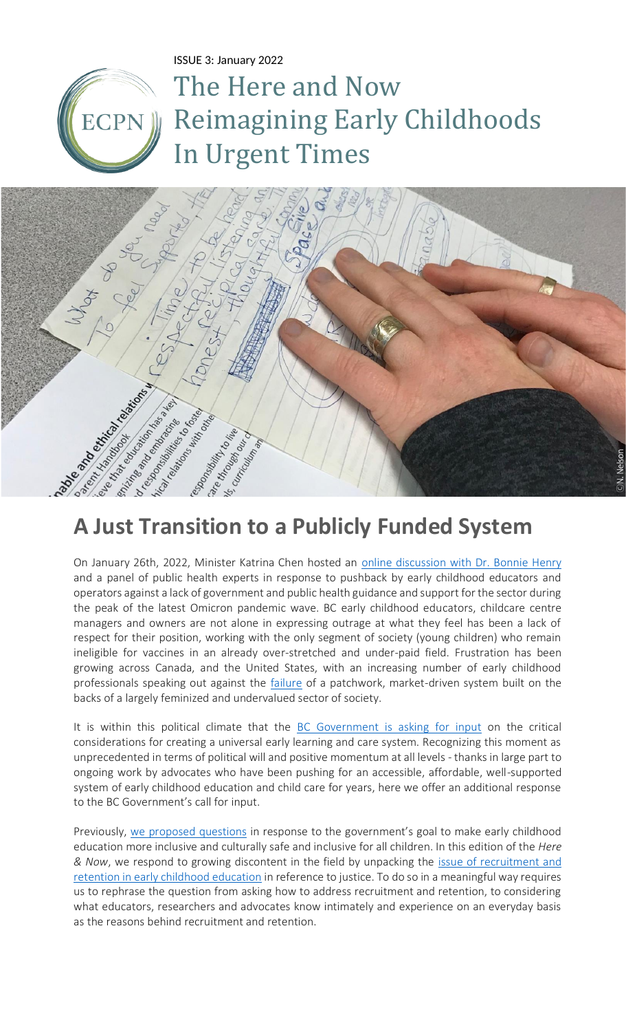ISSUE 3: January 2022

# The Here and Now Reimagining Early Childhoods In Urgent Times

## A Just Transition to a Publicly Funded System

On January 26th, 2022, Minister Katrina Chen hosted an online discussion with Dr. Bonnie Henry and a panel of public health experts in response to pushback by early childhood educators and operators against a lack of government and public health guidance and support for the sector during the peak of the latest Omicron pandemic wave. BC early childhood educators, childcare centre managers and owners are not alone in expressing outrage at what they feel has been a lack of respect for their position, working with the only segment of society (young children) who remain ineligible for vaccines in an already over-stretched and under-paid field. Frustration has been growing across Canada, and the United States, with an increasing number of early childhood professionals speaking out against the failure of a patchwork, market-driven system built on the backs of a largely feminized and undervalued sector of society.

It is within this political climate that the BC Government is asking for input on the critical considerations for creating a universal early learning and care system. Recognizing this moment as unprecedented in terms of political will and positive momentum at all levels - thanks in large part to ongoing work by advocates who have been pushing for an accessible, affordable, well-supported system of early childhood education and child care for years, here we offer an additional response to the BC Government's call for input.

Previously, we proposed questions in response to the government's goal to make early childhood education more inclusive and culturally safe and inclusive for all children. In this edition of the *Here & Now*, we respond to growing discontent in the field by unpacking the issue of recruitment and retention in early childhood education in reference to justice. To do so in a meaningful way requires us to rephrase the question from asking how to address recruitment and retention, to considering what educators, researchers and advocates know intimately and experience on an everyday basis as the reasons behind recruitment and retention.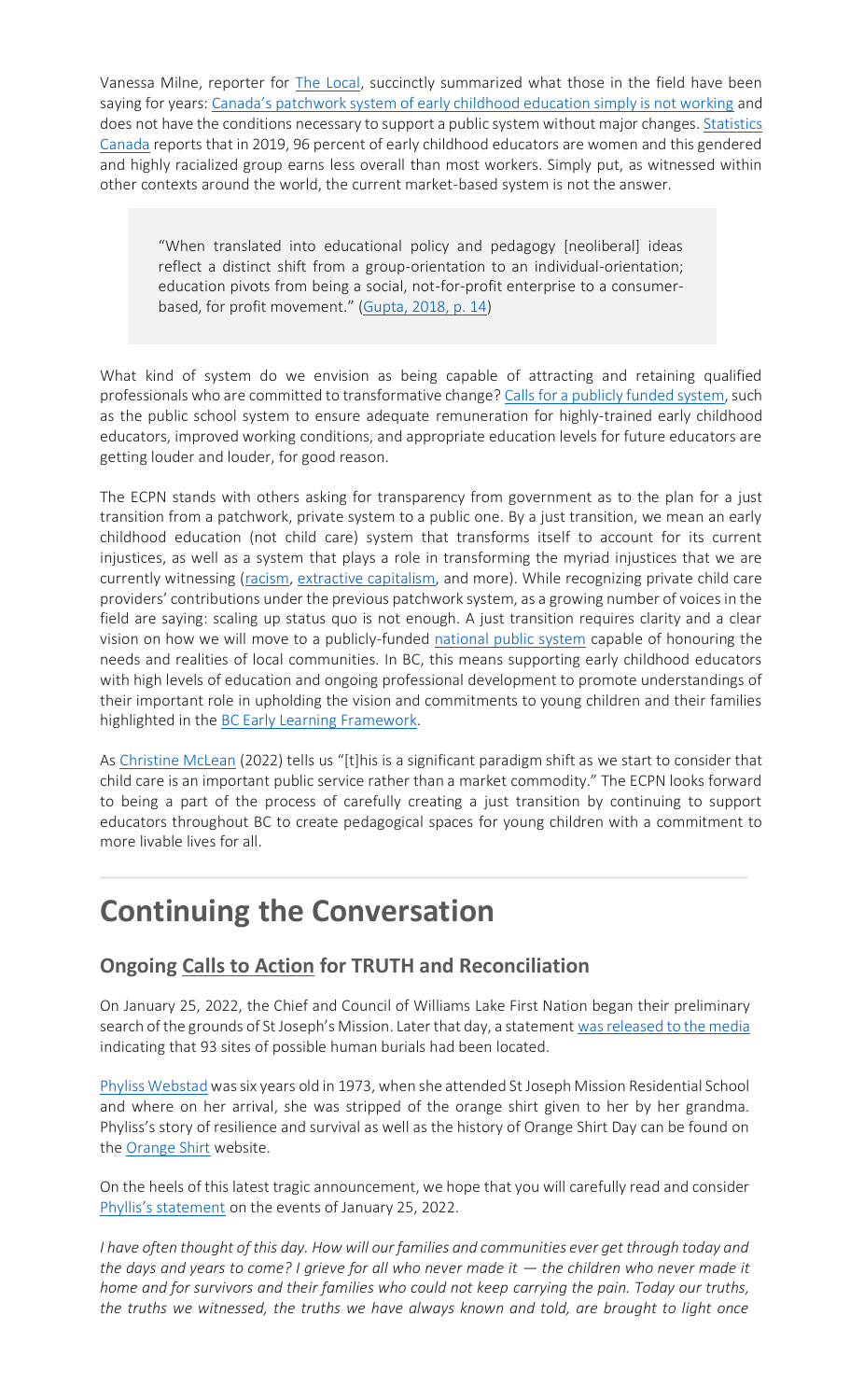Vanessa Milne, reporter for The Local, succinctly summarized what those in the field have been saying for years: Canada's patchwork system of early childhood education simply is not working and does not have the conditions necessary to support a public system without major changes. Statistics Canada reports that in 2019, 96 percent of early childhood educators are women and this gendered and highly racialized group earns less overall than most workers. Simply put, as witnessed within other contexts around the world, the current market-based system is not the answer.

> "When translated into educational policy and pedagogy [neoliberal] ideas reflect a distinct shift from a group-orientation to an individual-orientation; education pivots from being a social, not-for-profit enterprise to a consumer-based, for profit movement." (Gupta, 2018, p. 14)

What kind of system do we envision as being capable of attracting and retaining qualified professionals who are committed to transformative change? Calls for a publicly funded system, such as the public school system to ensure adequate remuneration for highly-trained early childhood educators, improved working conditions, and appropriate education levels for future educators are getting louder and louder, for good reason.

The ECPN stands with others asking for transparency from government as to the plan for a just transition from a patchwork, private system to a public one. By a just transition, we mean an early childhood education (not child care) system that transforms itself to account for its current injustices, as well as a system that plays a role in transforming the myriad injustices that we are currently witnessing (racism, extractive capitalism, and more). While recognizing private child care providers' contributions under the previous patchwork system, as a growing number of voices in the field are saying: scaling up status quo is not enough. A just transition requires clarity and a clear vision on how we will move to a publicly-funded national public system capable of honouring the needs and realities of local communities. In BC, this means supporting early childhood educators with high levels of education and ongoing professional development to promote understandings of their important role in upholding the vision and commitments to young children and their families highlighted in the BC Early Learning Framework.

As Christine McLean (2022) tells us "[t]his is a significant paradigm shift as we start to consider that child care is an important public service rather than a market commodity." The ECPN looks forward to being a part of the process of carefully creating a just transition by continuing to support educators throughout BC to create pedagogical spaces for young children with a commitment to more livable lives for all.

---

# Continuing the Conversation

## Ongoing Calls to Action for TRUTH and Reconciliation

On January 25, 2022, the Chief and Council of Williams Lake First Nation began their preliminary search of the grounds of St Joseph's Mission. Later that day, a statement was released to the media indicating that 93 sites of possible human burials had been located.

Phyliss Webstad was six years old in 1973, when she attended St Joseph Mission Residential School and where on her arrival, she was stripped of the orange shirt given to her by her grandma. Phyliss's story of resilience and survival as well as the history of Orange Shirt Day can be found on the Orange Shirt website.

On the heels of this latest tragic announcement, we hope that you will carefully read and consider Phyllis's statement on the events of January 25, 2022.

*I have often thought of this day. How will our families and communities ever get through today and the days and years to come? I grieve for all who never made it — the children who never made it home and for survivors and their families who could not keep carrying the pain. Today our truths, the truths we witnessed, the truths we have always known and told, are brought to light once*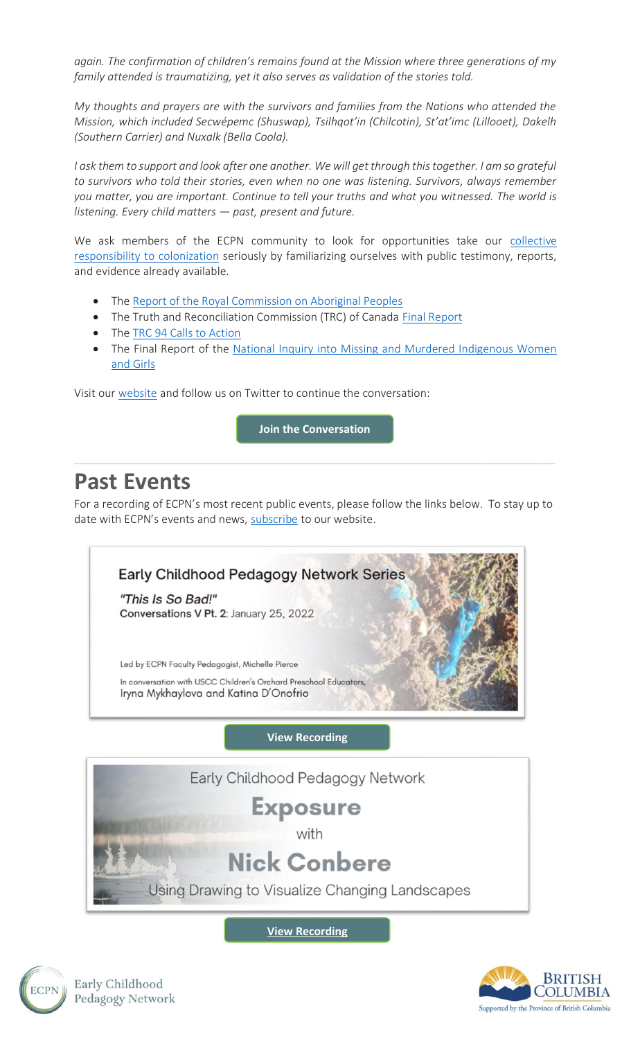*again. The confirmation of children's remains found at the Mission where three generations of my family attended is traumatizing, yet it also serves as validation of the stories told.*

*My thoughts and prayers are with the survivors and families from the Nations who attended the Mission, which included Secwépemc (Shuswap), Tsilhqot'in (Chilcotin), St'at'imc (Lillooet), Dakelh (Southern Carrier) and Nuxalk (Bella Coola).*

*I ask them to support and look after one another. We will get through this together. I am so grateful to survivors who told their stories, even when no one was listening. Survivors, always remember you matter, you are important. Continue to tell your truths and what you witnessed. The world is listening. Every child matters — past, present and future.*

We ask members of the ECPN community to look for opportunities take our collective responsibility to colonization seriously by familiarizing ourselves with public testimony, reports, and evidence already available.

- The Report of the Royal Commission on Aboriginal Peoples
- The Truth and Reconciliation Commission (TRC) of Canada Final Report
- The TRC 94 Calls to Action
- The Final Report of the National Inquiry into Missing and Murdered Indigenous Women and Girls

Visit our website and follow us on Twitter to continue the conversation:

**Join the Conversation**

---

# Past Events

For a recording of ECPN's most recent public events, please follow the links below. To stay up to date with ECPN's events and news, subscribe to our website.

Early Childhood Pedagogy Network Series

*"This Is So Bad!"*
Conversations V Pt. 2: January 25, 2022

Led by ECPN Faculty Pedagogist, Michelle Pierce

In conversation with USCC Children's Orchard Preschool Educators, Iryna Mykhaylova and Katina D'Onofrio

**View Recording**

Early Childhood Pedagogy Network

**Exposure**

with

**Nick Conbere**

Using Drawing to Visualize Changing Landscapes

**View Recording**

Early Childhood Pedagogy Network

British Columbia — Supported by the Province of British Columbia